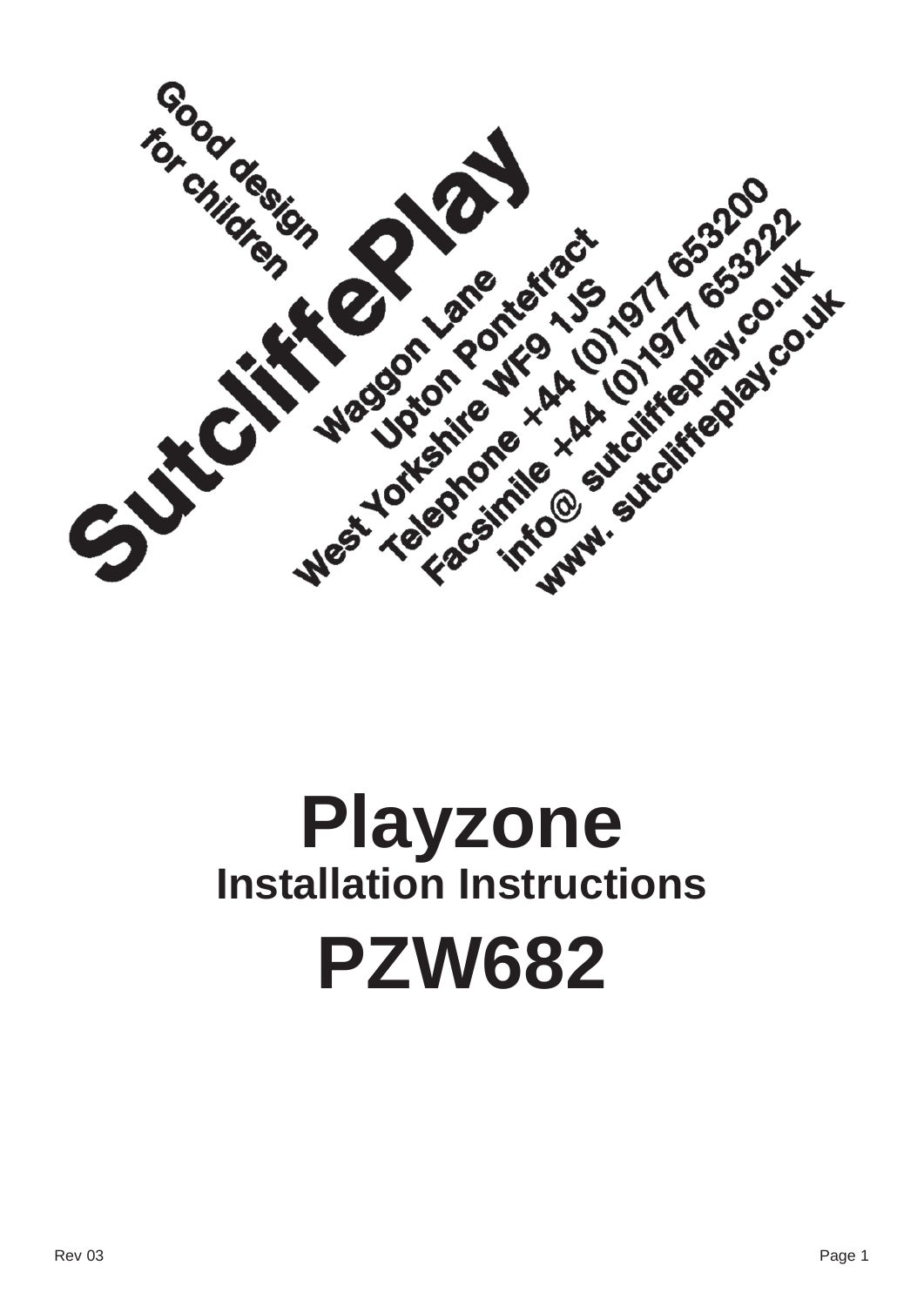Good design for children

SutcliffePlay

Waggon Lane
Upton Pontefract
West Yorkshire WF9 1JS
Telephone +44 (0)1977 653200
Facsimile +44 (0)1977 653222
info@ sutcliffeplay.co.uk
www. sutcliffeplay.co.uk

# Playzone

## Installation Instructions

# PZW682

Rev 03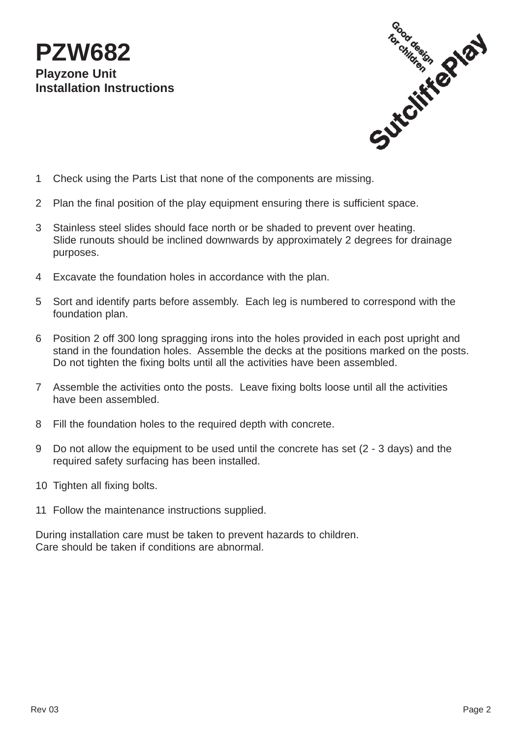# PZW682

**Playzone Unit**
**Installation Instructions**

Good design for children
SutcliffePlay

1. Check using the Parts List that none of the components are missing.

2. Plan the final position of the play equipment ensuring there is sufficient space.

3. Stainless steel slides should face north or be shaded to prevent over heating. Slide runouts should be inclined downwards by approximately 2 degrees for drainage purposes.

4. Excavate the foundation holes in accordance with the plan.

5. Sort and identify parts before assembly. Each leg is numbered to correspond with the foundation plan.

6. Position 2 off 300 long spragging irons into the holes provided in each post upright and stand in the foundation holes. Assemble the decks at the positions marked on the posts. Do not tighten the fixing bolts until all the activities have been assembled.

7. Assemble the activities onto the posts. Leave fixing bolts loose until all the activities have been assembled.

8. Fill the foundation holes to the required depth with concrete.

9. Do not allow the equipment to be used until the concrete has set (2 - 3 days) and the required safety surfacing has been installed.

10. Tighten all fixing bolts.

11. Follow the maintenance instructions supplied.

During installation care must be taken to prevent hazards to children.
Care should be taken if conditions are abnormal.

Rev 03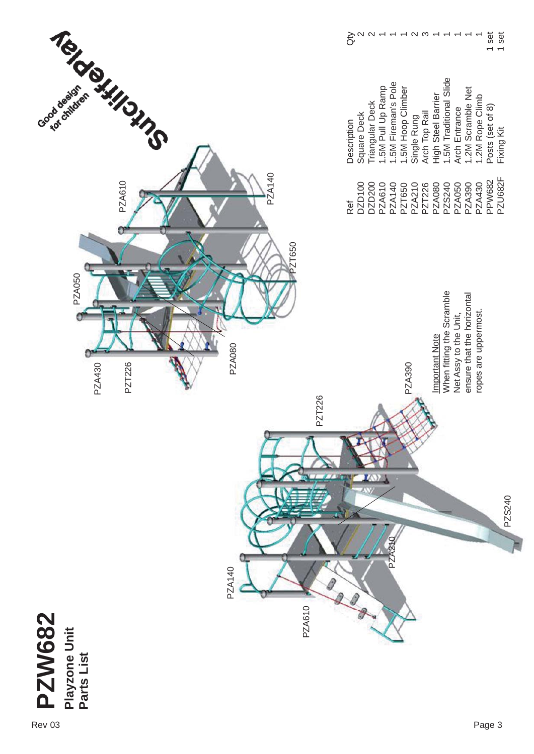# PZW682

**Playzone Unit**
**Parts List**

Rev 03

| Ref | Description | Qty |
| --- | --- | --- |
| DZD100 | Square Deck | 2 |
| DZD200 | Triangular Deck | 2 |
| PZA610 | 1.5M Pull Up Ramp | 1 |
| PZA140 | 1.5M Fireman's Pole | 1 |
| PZT650 | 1.5M Hoop Climber | 1 |
| PZA210 | Single Rung | 2 |
| PZT226 | Arch Top Rail | 3 |
| PZA080 | High Steel Barrier | 1 |
| PZS240 | 1.5M Traditional Slide | 1 |
| PZA050 | Arch Entrance | 1 |
| PZA390 | 1.2M Scramble Net | 1 |
| PZA430 | 1.2M Rope Climb | 1 |
| PPW682 | Posts (set of 8) | 1 set |
| PZU682F | Fixing Kit | 1 set |

Important Note
When fitting the Scramble Net Assy to the Unit, ensure that the horizontal ropes are uppermost.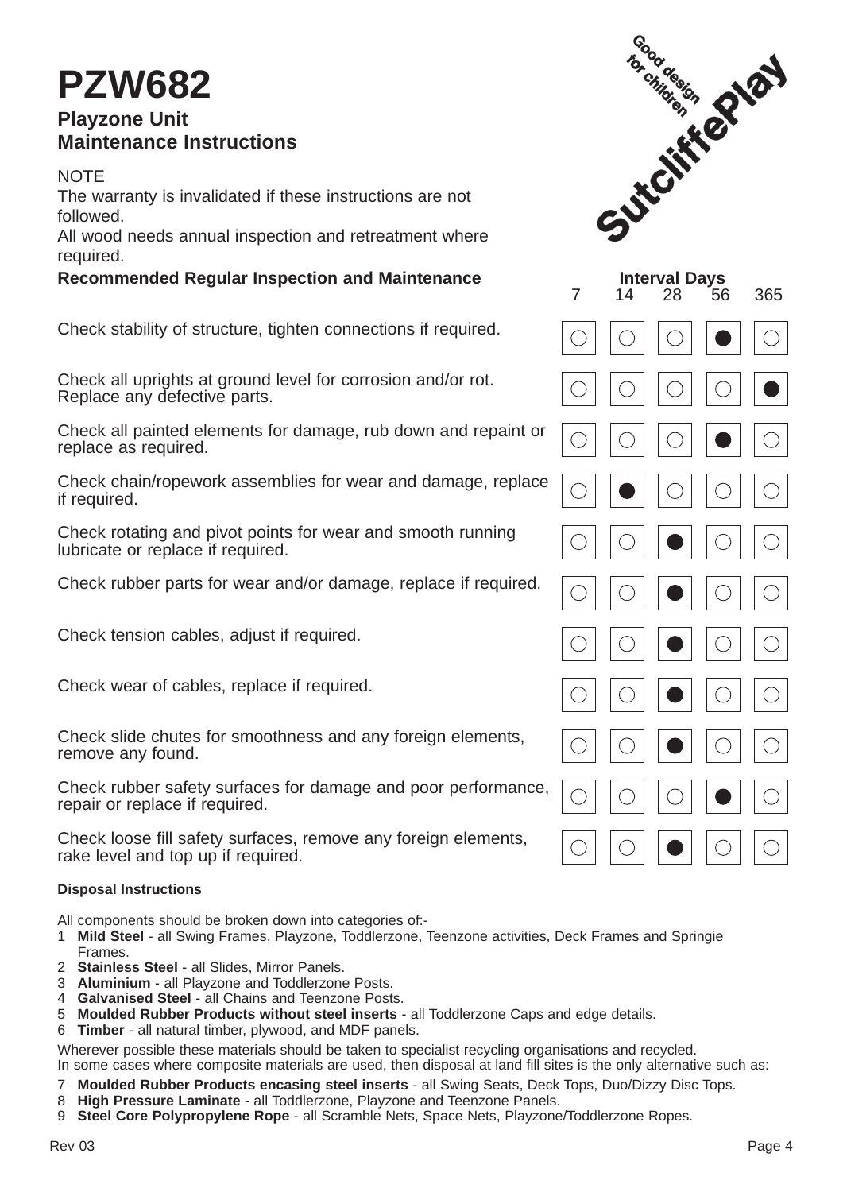# PZW682

## Playzone Unit
## Maintenance Instructions

NOTE
The warranty is invalidated if these instructions are not followed.
All wood needs annual inspection and retreatment where required.

| Recommended Regular Inspection and Maintenance | Interval Days 7 | 14 | 28 | 56 | 365 |
|---|---|---|---|---|---|
| Check stability of structure, tighten connections if required. | ○ | ○ | ○ | ● | ○ |
| Check all uprights at ground level for corrosion and/or rot. Replace any defective parts. | ○ | ○ | ○ | ○ | ● |
| Check all painted elements for damage, rub down and repaint or replace as required. | ○ | ○ | ○ | ● | ○ |
| Check chain/ropework assemblies for wear and damage, replace if required. | ○ | ● | ○ | ○ | ○ |
| Check rotating and pivot points for wear and smooth running lubricate or replace if required. | ○ | ○ | ● | ○ | ○ |
| Check rubber parts for wear and/or damage, replace if required. | ○ | ○ | ● | ○ | ○ |
| Check tension cables, adjust if required. | ○ | ○ | ● | ○ | ○ |
| Check wear of cables, replace if required. | ○ | ○ | ● | ○ | ○ |
| Check slide chutes for smoothness and any foreign elements, remove any found. | ○ | ○ | ● | ○ | ○ |
| Check rubber safety surfaces for damage and poor performance, repair or replace if required. | ○ | ○ | ○ | ● | ○ |
| Check loose fill safety surfaces, remove any foreign elements, rake level and top up if required. | ○ | ○ | ● | ○ | ○ |

#### Disposal Instructions

All components should be broken down into categories of:-

1. **Mild Steel** - all Swing Frames, Playzone, Toddlerzone, Teenzone activities, Deck Frames and Springie Frames.
2. **Stainless Steel** - all Slides, Mirror Panels.
3. **Aluminium** - all Playzone and Toddlerzone Posts.
4. **Galvanised Steel** - all Chains and Teenzone Posts.
5. **Moulded Rubber Products without steel inserts** - all Toddlerzone Caps and edge details.
6. **Timber** - all natural timber, plywood, and MDF panels.

Wherever possible these materials should be taken to specialist recycling organisations and recycled.
In some cases where composite materials are used, then disposal at land fill sites is the only alternative such as:

7. **Moulded Rubber Products encasing steel inserts** - all Swing Seats, Deck Tops, Duo/Dizzy Disc Tops.
8. **High Pressure Laminate** - all Toddlerzone, Playzone and Teenzone Panels.
9. **Steel Core Polypropylene Rope** - all Scramble Nets, Space Nets, Playzone/Toddlerzone Ropes.

Rev 03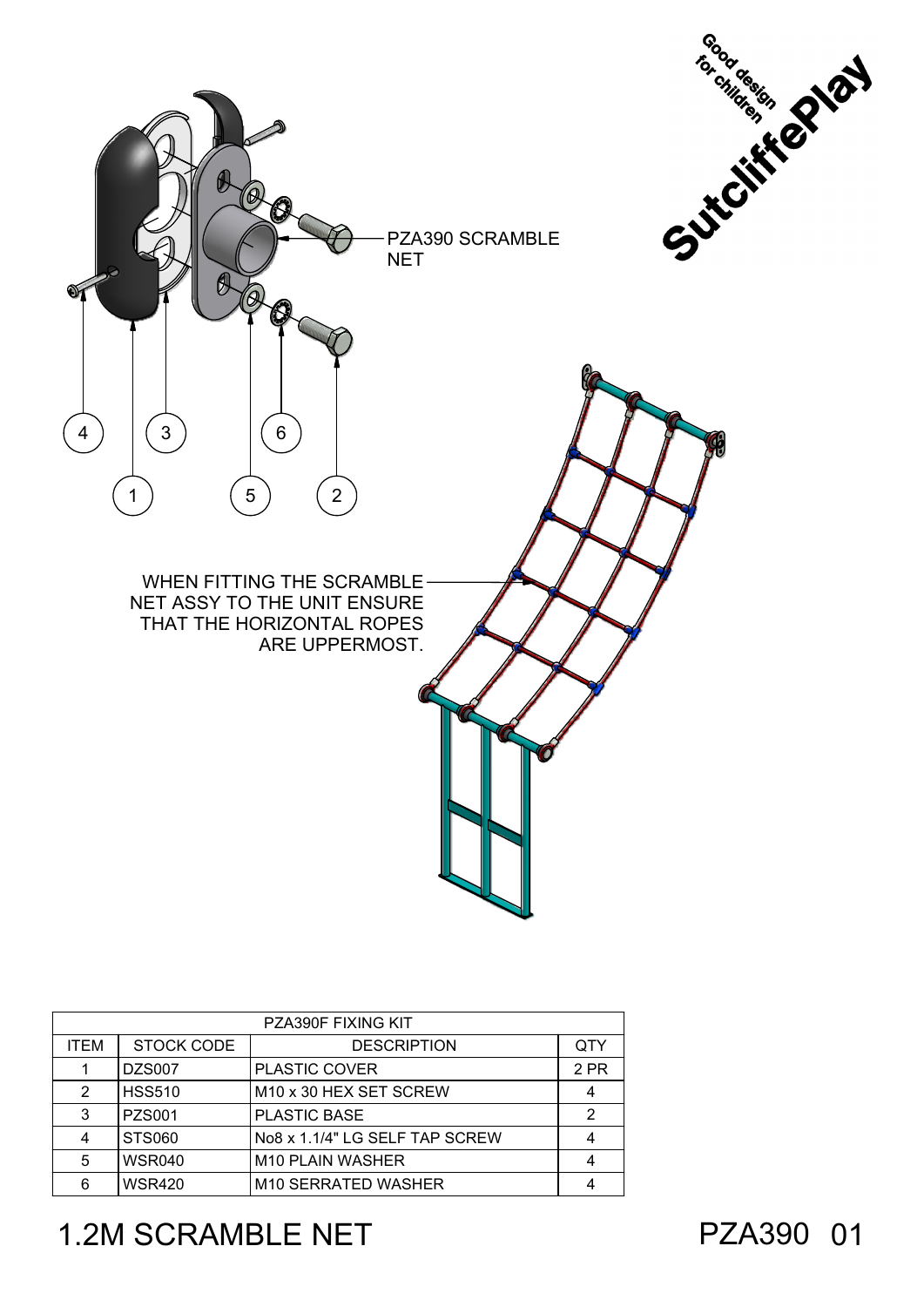PZA390 SCRAMBLE NET

4 3 6

1 5 2

WHEN FITTING THE SCRAMBLE NET ASSY TO THE UNIT ENSURE THAT THE HORIZONTAL ROPES ARE UPPERMOST.

Good design for children

SutcliffePlay

| PZA390F FIXING KIT | | | |
| --- | --- | --- | --- |
| ITEM | STOCK CODE | DESCRIPTION | QTY |
| 1 | DZS007 | PLASTIC COVER | 2 PR |
| 2 | HSS510 | M10 x 30 HEX SET SCREW | 4 |
| 3 | PZS001 | PLASTIC BASE | 2 |
| 4 | STS060 | No8 x 1.1/4" LG SELF TAP SCREW | 4 |
| 5 | WSR040 | M10 PLAIN WASHER | 4 |
| 6 | WSR420 | M10 SERRATED WASHER | 4 |

# 1.2M SCRAMBLE NET

PZA390 01